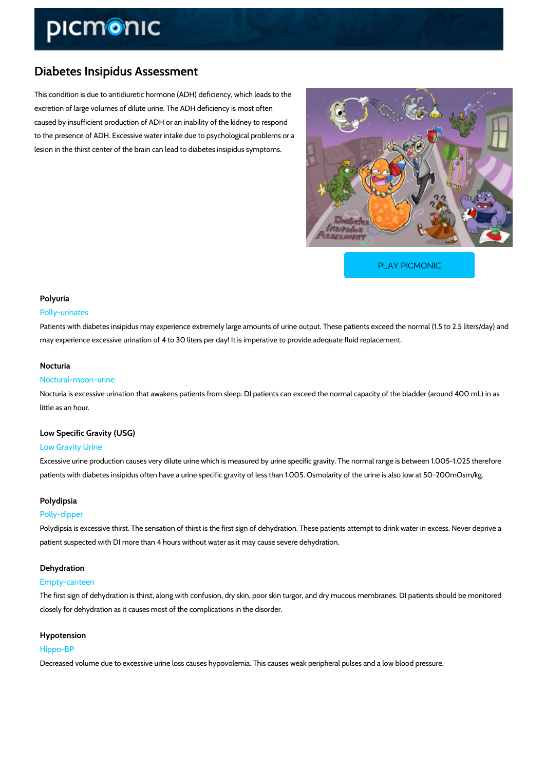# Diabetes Insipidus Assessment

This condition is due to antidiuretic hormone (ADH) deficiency, which leads to the excretion of large volumes of dilute urine. The ADH deficiency is most often caused by insufficient production of ADH or an inability of the kidney to respond to the presence of ADH. Excessive water intake due to psychological problems or a lesion in the thirst center of the brain can lead to diabetes insipidus symptoms.

PLAY PICMONIC

### Polyuria

Polly-urinates

Patients with diabetes insipidus may experience extremely large amounts of urine output. These patients exceed the normal (1.5 to 2.5 liters/day) and may experience excessive urination of 4 to 30 liters per day! It is imperative to provide adequate fluid replacement.

### Nocturia

Noctural-moon-urine

Nocturia is excessive urination that awakens patients from sleep. DI patients can exceed the normal capacity of the bladder (around 400 mL) in as little as an hour.

### Low Specific Gravity (USG)

Low Gravity Urine

Excessive urine production causes very dilute urine which is measured by urine specific gravity. The normal range is between 1.005-1.025 therefore patients with diabetes insipidus often have a urine specific gravity of less than 1.005. Osmolarity of the urine is also low at 50-200mOsm/kg.

### Polydipsia

Polly-dipper

Polydipsia is excessive thirst. The sensation of thirst is the first sign of dehydration. These patients attempt to drink water in excess. Never deprive a patient suspected with DI more than 4 hours without water as it may cause severe dehydration.

### Dehydration

Empty-canteen

The first sign of dehydration is thirst, along with confusion, dry skin, poor skin turgor, and dry mucous membranes. DI patients should be monitored closely for dehydration as it causes most of the complications in the disorder.

### Hypotension

Hippo-BP

Decreased volume due to excessive urine loss causes hypovolemia. This causes weak peripheral pulses and a low blood pressure.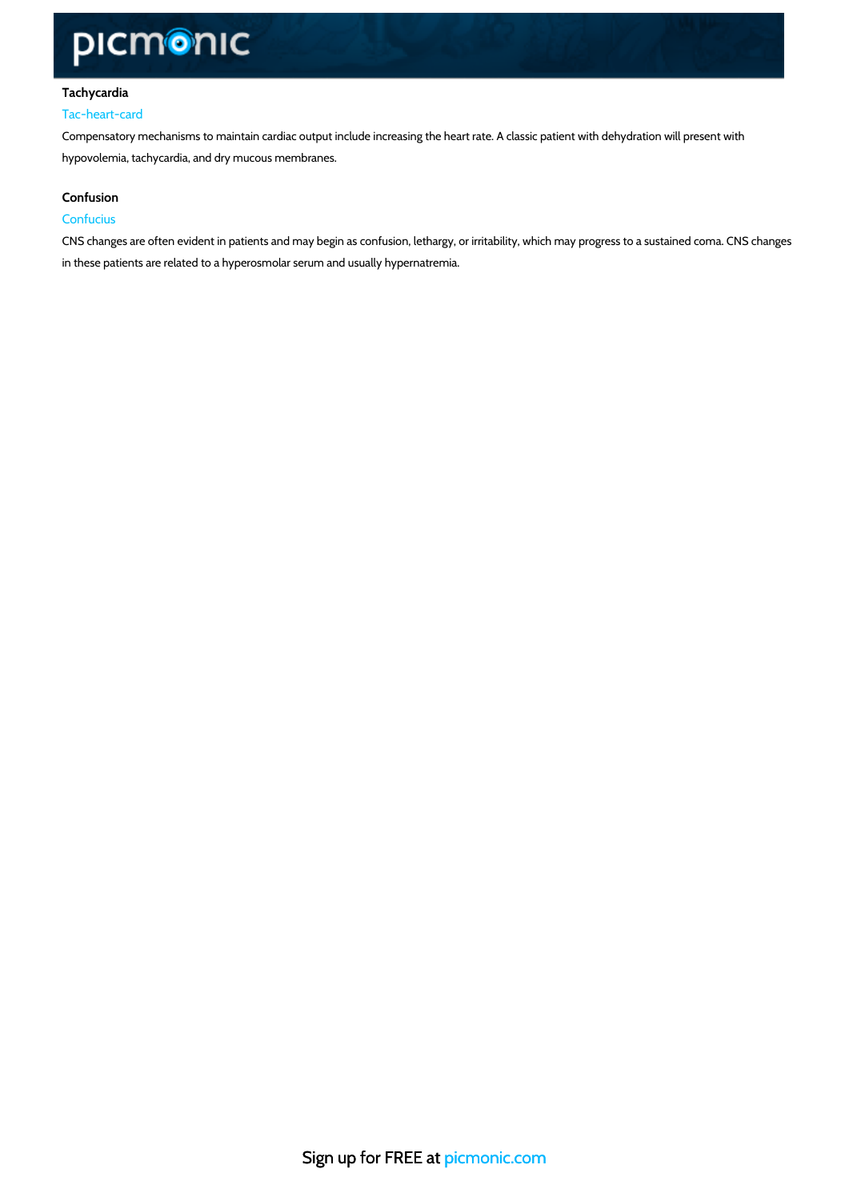**Tachycardia**

Tac-heart-card

Compensatory mechanisms to maintain cardiac output include increasing the heart rate. A classic patient with dehydration will present with hypovolemia, tachycardia, and dry mucous membranes.

**Confusion**

Confucius

CNS changes are often evident in patients and may begin as confusion, lethargy, or irritability, which may progress to a sustained coma. CNS changes in these patients are related to a hyperosmolar serum and usually hypernatremia.